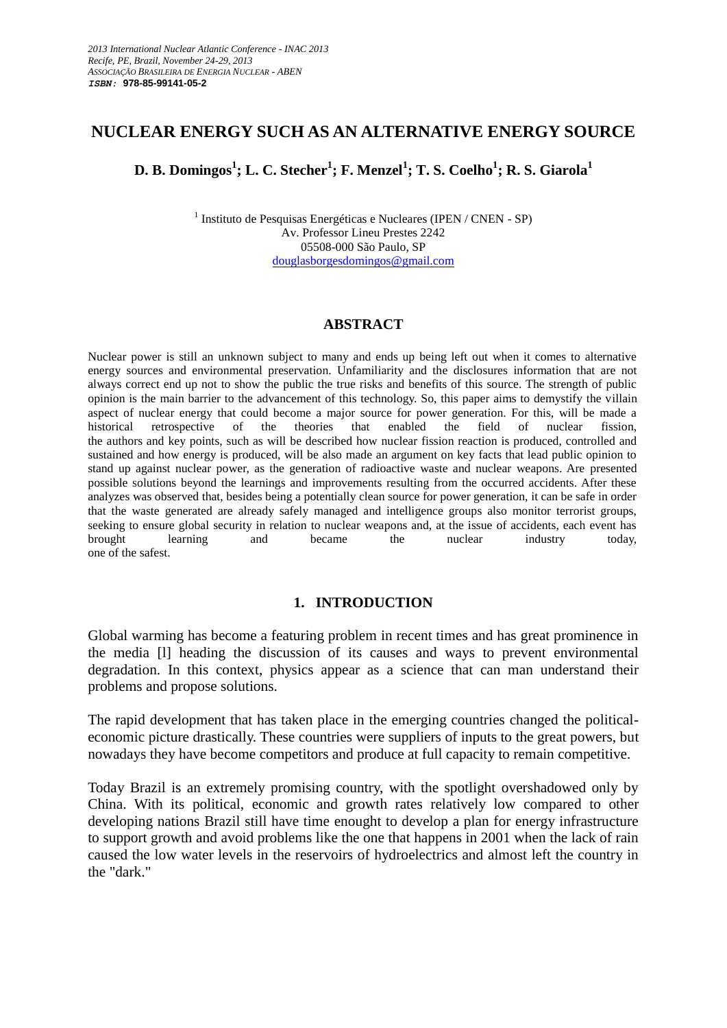*2013 International Nuclear Atlantic Conference - INAC 2013*
*Recife, PE, Brazil, November 24-29, 2013*
*ASSOCIAÇÃO BRASILEIRA DE ENERGIA NUCLEAR - ABEN*
***ISBN:* 978-85-99141-05-2**

# NUCLEAR ENERGY SUCH AS AN ALTERNATIVE ENERGY SOURCE

**D. B. Domingos[1]; L. C. Stecher[1]; F. Menzel[1]; T. S. Coelho[1]; R. S. Giarola[1]**

[1] Instituto de Pesquisas Energéticas e Nucleares (IPEN / CNEN - SP)
Av. Professor Lineu Prestes 2242
05508-000 São Paulo, SP
douglasborgesdomingos@gmail.com

## ABSTRACT

Nuclear power is still an unknown subject to many and ends up being left out when it comes to alternative energy sources and environmental preservation. Unfamiliarity and the disclosures information that are not always correct end up not to show the public the true risks and benefits of this source. The strength of public opinion is the main barrier to the advancement of this technology. So, this paper aims to demystify the villain aspect of nuclear energy that could become a major source for power generation. For this, will be made a historical retrospective of the theories that enabled the field of nuclear fission, the authors and key points, such as will be described how nuclear fission reaction is produced, controlled and sustained and how energy is produced, will be also made an argument on key facts that lead public opinion to stand up against nuclear power, as the generation of radioactive waste and nuclear weapons. Are presented possible solutions beyond the learnings and improvements resulting from the occurred accidents. After these analyzes was observed that, besides being a potentially clean source for power generation, it can be safe in order that the waste generated are already safely managed and intelligence groups also monitor terrorist groups, seeking to ensure global security in relation to nuclear weapons and, at the issue of accidents, each event has brought learning and became the nuclear industry today, one of the safest.

## 1. INTRODUCTION

Global warming has become a featuring problem in recent times and has great prominence in the media [l] heading the discussion of its causes and ways to prevent environmental degradation. In this context, physics appear as a science that can man understand their problems and propose solutions.

The rapid development that has taken place in the emerging countries changed the political-economic picture drastically. These countries were suppliers of inputs to the great powers, but nowadays they have become competitors and produce at full capacity to remain competitive.

Today Brazil is an extremely promising country, with the spotlight overshadowed only by China. With its political, economic and growth rates relatively low compared to other developing nations Brazil still have time enought to develop a plan for energy infrastructure to support growth and avoid problems like the one that happens in 2001 when the lack of rain caused the low water levels in the reservoirs of hydroelectrics and almost left the country in the "dark."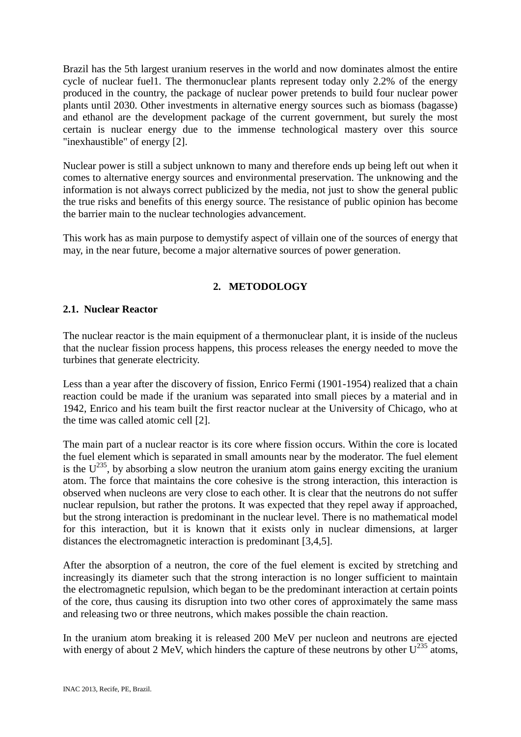Brazil has the 5th largest uranium reserves in the world and now dominates almost the entire cycle of nuclear fuel1. The thermonuclear plants represent today only 2.2% of the energy produced in the country, the package of nuclear power pretends to build four nuclear power plants until 2030. Other investments in alternative energy sources such as biomass (bagasse) and ethanol are the development package of the current government, but surely the most certain is nuclear energy due to the immense technological mastery over this source "inexhaustible" of energy [2].

Nuclear power is still a subject unknown to many and therefore ends up being left out when it comes to alternative energy sources and environmental preservation. The unknowing and the information is not always correct publicized by the media, not just to show the general public the true risks and benefits of this energy source. The resistance of public opinion has become the barrier main to the nuclear technologies advancement.

This work has as main purpose to demystify aspect of villain one of the sources of energy that may, in the near future, become a major alternative sources of power generation.

## 2. METODOLOGY

### 2.1. Nuclear Reactor

The nuclear reactor is the main equipment of a thermonuclear plant, it is inside of the nucleus that the nuclear fission process happens, this process releases the energy needed to move the turbines that generate electricity.

Less than a year after the discovery of fission, Enrico Fermi (1901-1954) realized that a chain reaction could be made if the uranium was separated into small pieces by a material and in 1942, Enrico and his team built the first reactor nuclear at the University of Chicago, who at the time was called atomic cell [2].

The main part of a nuclear reactor is its core where fission occurs. Within the core is located the fuel element which is separated in small amounts near by the moderator. The fuel element is the $U^{235}$, by absorbing a slow neutron the uranium atom gains energy exciting the uranium atom. The force that maintains the core cohesive is the strong interaction, this interaction is observed when nucleons are very close to each other. It is clear that the neutrons do not suffer nuclear repulsion, but rather the protons. It was expected that they repel away if approached, but the strong interaction is predominant in the nuclear level. There is no mathematical model for this interaction, but it is known that it exists only in nuclear dimensions, at larger distances the electromagnetic interaction is predominant [3,4,5].

After the absorption of a neutron, the core of the fuel element is excited by stretching and increasingly its diameter such that the strong interaction is no longer sufficient to maintain the electromagnetic repulsion, which began to be the predominant interaction at certain points of the core, thus causing its disruption into two other cores of approximately the same mass and releasing two or three neutrons, which makes possible the chain reaction.

In the uranium atom breaking it is released 200 MeV per nucleon and neutrons are ejected with energy of about 2 MeV, which hinders the capture of these neutrons by other $U^{235}$ atoms,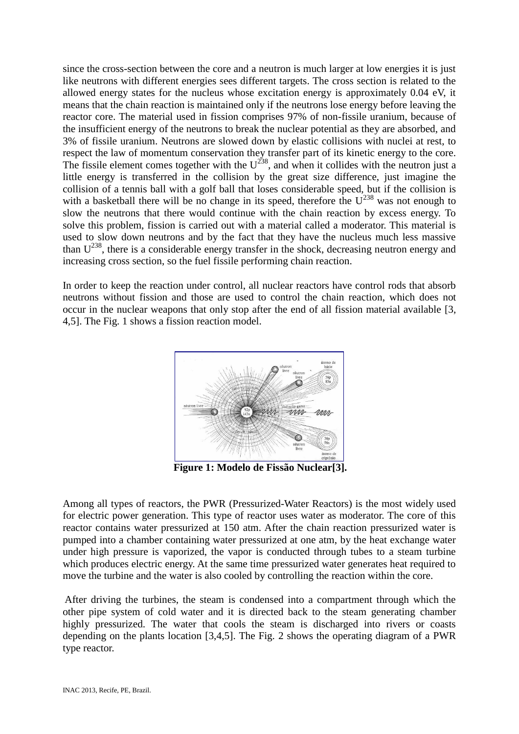since the cross-section between the core and a neutron is much larger at low energies it is just like neutrons with different energies sees different targets. The cross section is related to the allowed energy states for the nucleus whose excitation energy is approximately 0.04 eV, it means that the chain reaction is maintained only if the neutrons lose energy before leaving the reactor core. The material used in fission comprises 97% of non-fissile uranium, because of the insufficient energy of the neutrons to break the nuclear potential as they are absorbed, and 3% of fissile uranium. Neutrons are slowed down by elastic collisions with nuclei at rest, to respect the law of momentum conservation they transfer part of its kinetic energy to the core. The fissile element comes together with the $U^{238}$, and when it collides with the neutron just a little energy is transferred in the collision by the great size difference, just imagine the collision of a tennis ball with a golf ball that loses considerable speed, but if the collision is with a basketball there will be no change in its speed, therefore the $U^{238}$ was not enough to slow the neutrons that there would continue with the chain reaction by excess energy. To solve this problem, fission is carried out with a material called a moderator. This material is used to slow down neutrons and by the fact that they have the nucleus much less massive than $U^{238}$, there is a considerable energy transfer in the shock, decreasing neutron energy and increasing cross section, so the fuel fissile performing chain reaction.

In order to keep the reaction under control, all nuclear reactors have control rods that absorb neutrons without fission and those are used to control the chain reaction, which does not occur in the nuclear weapons that only stop after the end of all fission material available [3, 4,5]. The Fig. 1 shows a fission reaction model.

**Figure 1: Modelo de Fissão Nuclear[3].**

Among all types of reactors, the PWR (Pressurized-Water Reactors) is the most widely used for electric power generation. This type of reactor uses water as moderator. The core of this reactor contains water pressurized at 150 atm. After the chain reaction pressurized water is pumped into a chamber containing water pressurized at one atm, by the heat exchange water under high pressure is vaporized, the vapor is conducted through tubes to a steam turbine which produces electric energy. At the same time pressurized water generates heat required to move the turbine and the water is also cooled by controlling the reaction within the core.

After driving the turbines, the steam is condensed into a compartment through which the other pipe system of cold water and it is directed back to the steam generating chamber highly pressurized. The water that cools the steam is discharged into rivers or coasts depending on the plants location [3,4,5]. The Fig. 2 shows the operating diagram of a PWR type reactor.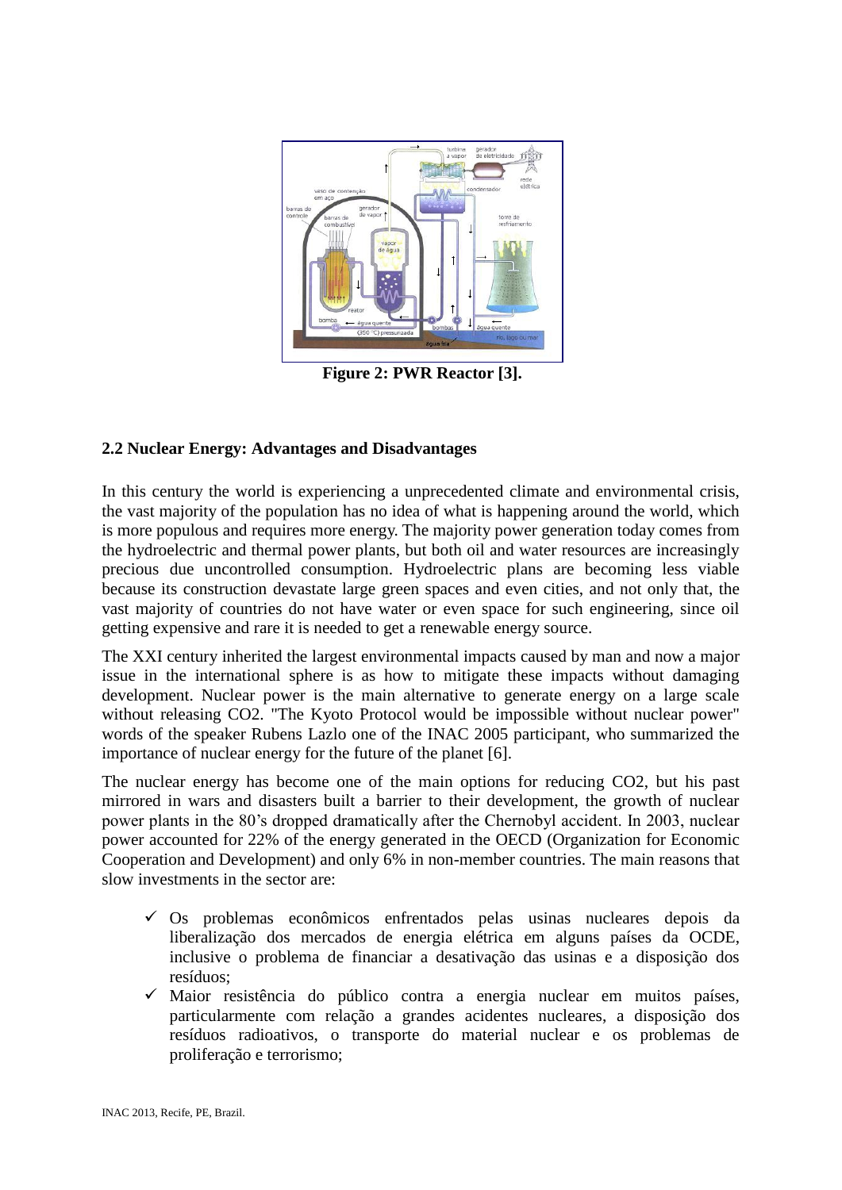Figure 2: PWR Reactor [3].

## 2.2 Nuclear Energy: Advantages and Disadvantages

In this century the world is experiencing a unprecedented climate and environmental crisis, the vast majority of the population has no idea of what is happening around the world, which is more populous and requires more energy. The majority power generation today comes from the hydroelectric and thermal power plants, but both oil and water resources are increasingly precious due uncontrolled consumption. Hydroelectric plans are becoming less viable because its construction devastate large green spaces and even cities, and not only that, the vast majority of countries do not have water or even space for such engineering, since oil getting expensive and rare it is needed to get a renewable energy source.

The XXI century inherited the largest environmental impacts caused by man and now a major issue in the international sphere is as how to mitigate these impacts without damaging development. Nuclear power is the main alternative to generate energy on a large scale without releasing $CO_2$. "The Kyoto Protocol would be impossible without nuclear power" words of the speaker Rubens Lazlo one of the INAC 2005 participant, who summarized the importance of nuclear energy for the future of the planet [6].

The nuclear energy has become one of the main options for reducing $CO_2$, but his past mirrored in wars and disasters built a barrier to their development, the growth of nuclear power plants in the 80's dropped dramatically after the Chernobyl accident. In 2003, nuclear power accounted for 22% of the energy generated in the OECD (Organization for Economic Cooperation and Development) and only 6% in non-member countries. The main reasons that slow investments in the sector are:

- ✓ Os problemas econômicos enfrentados pelas usinas nucleares depois da liberalização dos mercados de energia elétrica em alguns países da OCDE, inclusive o problema de financiar a desativação das usinas e a disposição dos resíduos;
- ✓ Maior resistência do público contra a energia nuclear em muitos países, particularmente com relação a grandes acidentes nucleares, a disposição dos resíduos radioativos, o transporte do material nuclear e os problemas de proliferação e terrorismo;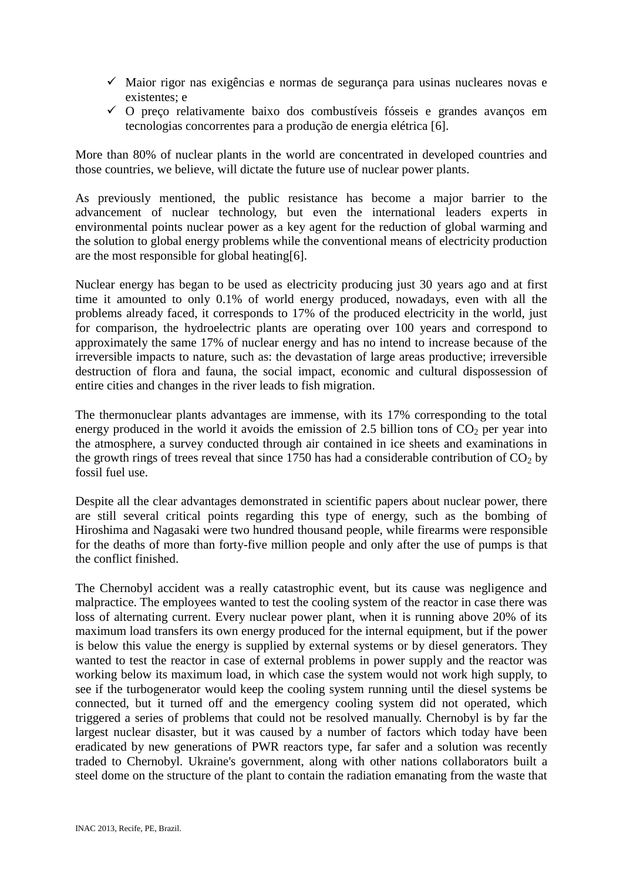- ✓ Maior rigor nas exigências e normas de segurança para usinas nucleares novas e existentes; e
- ✓ O preço relativamente baixo dos combustíveis fósseis e grandes avanços em tecnologias concorrentes para a produção de energia elétrica [6].

More than 80% of nuclear plants in the world are concentrated in developed countries and those countries, we believe, will dictate the future use of nuclear power plants.

As previously mentioned, the public resistance has become a major barrier to the advancement of nuclear technology, but even the international leaders experts in environmental points nuclear power as a key agent for the reduction of global warming and the solution to global energy problems while the conventional means of electricity production are the most responsible for global heating[6].

Nuclear energy has began to be used as electricity producing just 30 years ago and at first time it amounted to only 0.1% of world energy produced, nowadays, even with all the problems already faced, it corresponds to 17% of the produced electricity in the world, just for comparison, the hydroelectric plants are operating over 100 years and correspond to approximately the same 17% of nuclear energy and has no intend to increase because of the irreversible impacts to nature, such as: the devastation of large areas productive; irreversible destruction of flora and fauna, the social impact, economic and cultural dispossession of entire cities and changes in the river leads to fish migration.

The thermonuclear plants advantages are immense, with its 17% corresponding to the total energy produced in the world it avoids the emission of 2.5 billion tons of $CO_2$ per year into the atmosphere, a survey conducted through air contained in ice sheets and examinations in the growth rings of trees reveal that since 1750 has had a considerable contribution of $CO_2$ by fossil fuel use.

Despite all the clear advantages demonstrated in scientific papers about nuclear power, there are still several critical points regarding this type of energy, such as the bombing of Hiroshima and Nagasaki were two hundred thousand people, while firearms were responsible for the deaths of more than forty-five million people and only after the use of pumps is that the conflict finished.

The Chernobyl accident was a really catastrophic event, but its cause was negligence and malpractice. The employees wanted to test the cooling system of the reactor in case there was loss of alternating current. Every nuclear power plant, when it is running above 20% of its maximum load transfers its own energy produced for the internal equipment, but if the power is below this value the energy is supplied by external systems or by diesel generators. They wanted to test the reactor in case of external problems in power supply and the reactor was working below its maximum load, in which case the system would not work high supply, to see if the turbogenerator would keep the cooling system running until the diesel systems be connected, but it turned off and the emergency cooling system did not operated, which triggered a series of problems that could not be resolved manually. Chernobyl is by far the largest nuclear disaster, but it was caused by a number of factors which today have been eradicated by new generations of PWR reactors type, far safer and a solution was recently traded to Chernobyl. Ukraine's government, along with other nations collaborators built a steel dome on the structure of the plant to contain the radiation emanating from the waste that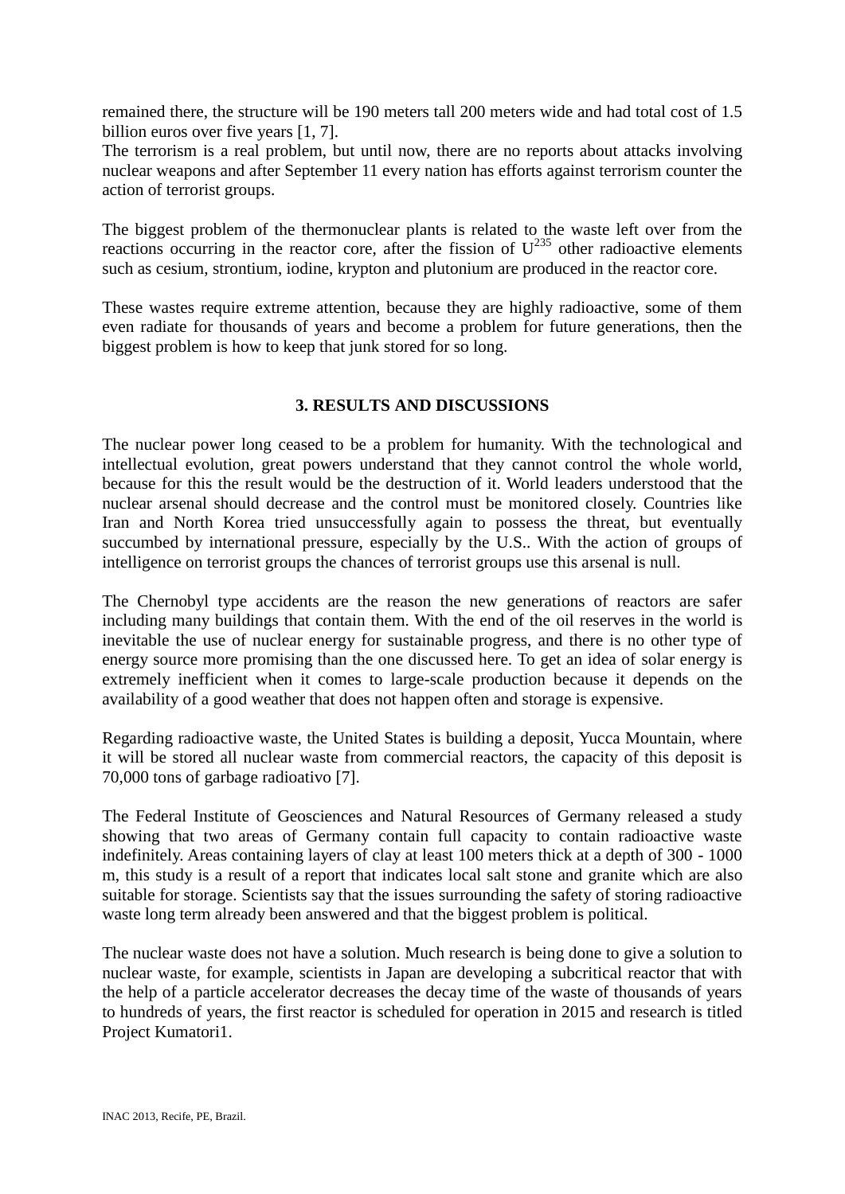remained there, the structure will be 190 meters tall 200 meters wide and had total cost of 1.5 billion euros over five years [1, 7].
The terrorism is a real problem, but until now, there are no reports about attacks involving nuclear weapons and after September 11 every nation has efforts against terrorism counter the action of terrorist groups.

The biggest problem of the thermonuclear plants is related to the waste left over from the reactions occurring in the reactor core, after the fission of $U^{235}$ other radioactive elements such as cesium, strontium, iodine, krypton and plutonium are produced in the reactor core.

These wastes require extreme attention, because they are highly radioactive, some of them even radiate for thousands of years and become a problem for future generations, then the biggest problem is how to keep that junk stored for so long.

## 3. RESULTS AND DISCUSSIONS

The nuclear power long ceased to be a problem for humanity. With the technological and intellectual evolution, great powers understand that they cannot control the whole world, because for this the result would be the destruction of it. World leaders understood that the nuclear arsenal should decrease and the control must be monitored closely. Countries like Iran and North Korea tried unsuccessfully again to possess the threat, but eventually succumbed by international pressure, especially by the U.S.. With the action of groups of intelligence on terrorist groups the chances of terrorist groups use this arsenal is null.

The Chernobyl type accidents are the reason the new generations of reactors are safer including many buildings that contain them. With the end of the oil reserves in the world is inevitable the use of nuclear energy for sustainable progress, and there is no other type of energy source more promising than the one discussed here. To get an idea of solar energy is extremely inefficient when it comes to large-scale production because it depends on the availability of a good weather that does not happen often and storage is expensive.

Regarding radioactive waste, the United States is building a deposit, Yucca Mountain, where it will be stored all nuclear waste from commercial reactors, the capacity of this deposit is 70,000 tons of garbage radioativo [7].

The Federal Institute of Geosciences and Natural Resources of Germany released a study showing that two areas of Germany contain full capacity to contain radioactive waste indefinitely. Areas containing layers of clay at least 100 meters thick at a depth of 300 - 1000 m, this study is a result of a report that indicates local salt stone and granite which are also suitable for storage. Scientists say that the issues surrounding the safety of storing radioactive waste long term already been answered and that the biggest problem is political.

The nuclear waste does not have a solution. Much research is being done to give a solution to nuclear waste, for example, scientists in Japan are developing a subcritical reactor that with the help of a particle accelerator decreases the decay time of the waste of thousands of years to hundreds of years, the first reactor is scheduled for operation in 2015 and research is titled Project Kumatori1.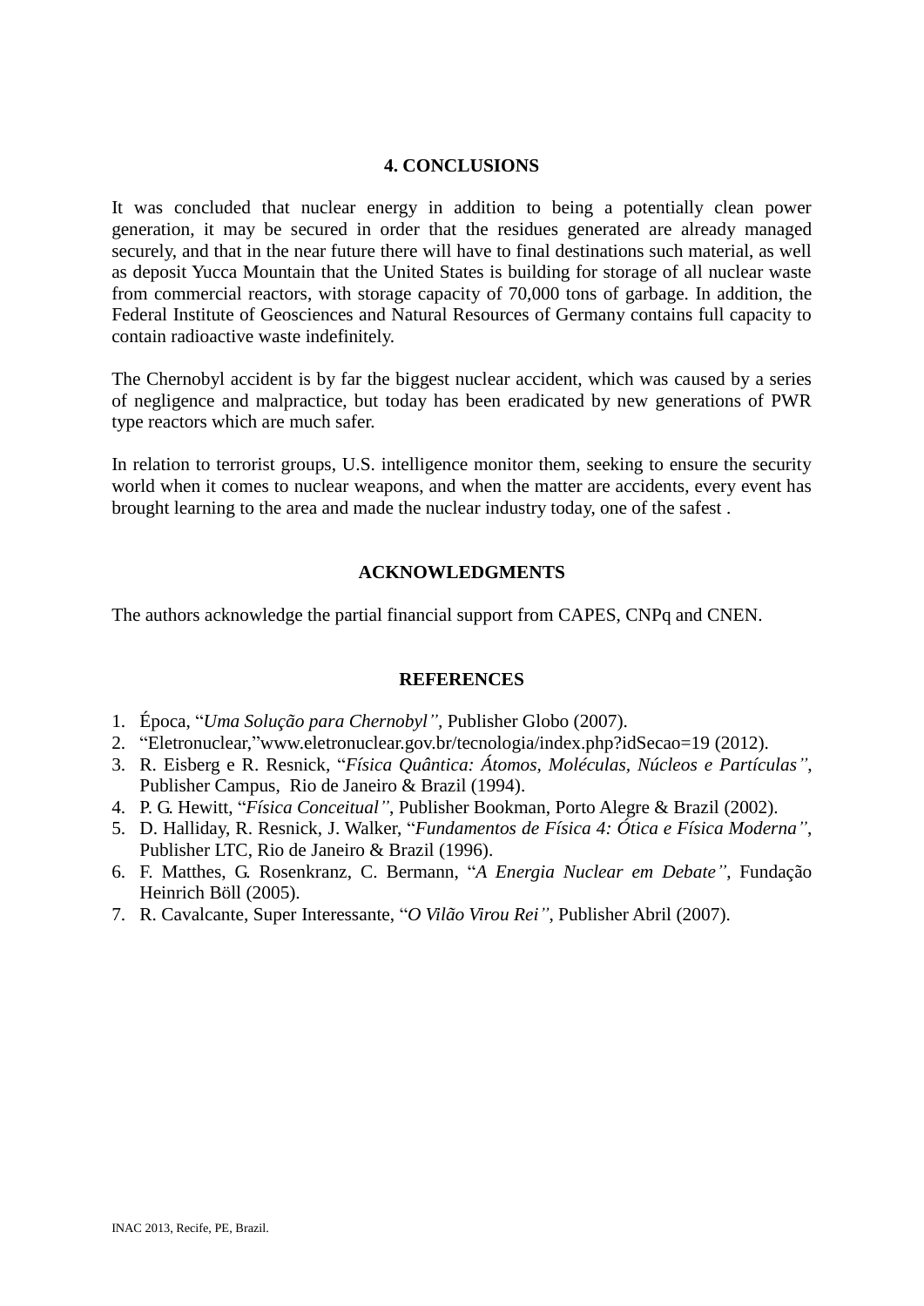## 4. CONCLUSIONS

It was concluded that nuclear energy in addition to being a potentially clean power generation, it may be secured in order that the residues generated are already managed securely, and that in the near future there will have to final destinations such material, as well as deposit Yucca Mountain that the United States is building for storage of all nuclear waste from commercial reactors, with storage capacity of 70,000 tons of garbage. In addition, the Federal Institute of Geosciences and Natural Resources of Germany contains full capacity to contain radioactive waste indefinitely.

The Chernobyl accident is by far the biggest nuclear accident, which was caused by a series of negligence and malpractice, but today has been eradicated by new generations of PWR type reactors which are much safer.

In relation to terrorist groups, U.S. intelligence monitor them, seeking to ensure the security world when it comes to nuclear weapons, and when the matter are accidents, every event has brought learning to the area and made the nuclear industry today, one of the safest .

## ACKNOWLEDGMENTS

The authors acknowledge the partial financial support from CAPES, CNPq and CNEN.

## REFERENCES

1. Época, "*Uma Solução para Chernobyl"*, Publisher Globo (2007).
2. "Eletronuclear,"www.eletronuclear.gov.br/tecnologia/index.php?idSecao=19 (2012).
3. R. Eisberg e R. Resnick, "*Física Quântica: Átomos, Moléculas, Núcleos e Partículas"*, Publisher Campus, Rio de Janeiro & Brazil (1994).
4. P. G. Hewitt, "*Física Conceitual"*, Publisher Bookman, Porto Alegre & Brazil (2002).
5. D. Halliday, R. Resnick, J. Walker, "*Fundamentos de Física 4: Ótica e Física Moderna"*, Publisher LTC, Rio de Janeiro & Brazil (1996).
6. F. Matthes, G. Rosenkranz, C. Bermann, "*A Energia Nuclear em Debate"*, Fundação Heinrich Böll (2005).
7. R. Cavalcante, Super Interessante, "*O Vilão Virou Rei"*, Publisher Abril (2007).